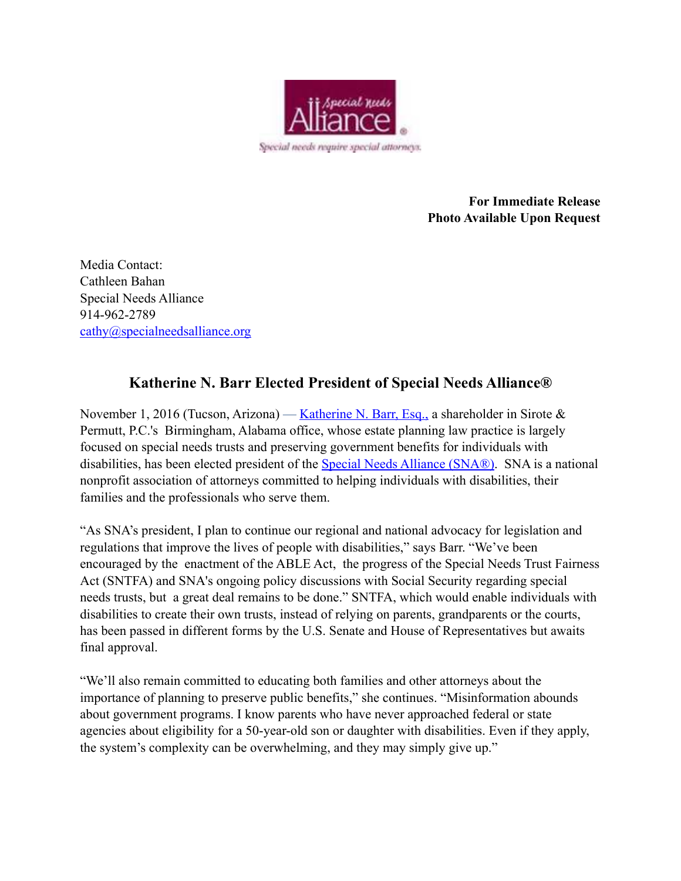For Immediate Release
Photo Available Upon Request

Media Contact:
Cathleen Bahan
Special Needs Alliance
914-962-2789
cathy@specialneedsalliance.org

## Katherine N. Barr Elected President of Special Needs Alliance®

November 1, 2016 (Tucson, Arizona) — Katherine N. Barr, Esq., a shareholder in Sirote & Permutt, P.C.'s Birmingham, Alabama office, whose estate planning law practice is largely focused on special needs trusts and preserving government benefits for individuals with disabilities, has been elected president of the Special Needs Alliance (SNA®). SNA is a national nonprofit association of attorneys committed to helping individuals with disabilities, their families and the professionals who serve them.

"As SNA's president, I plan to continue our regional and national advocacy for legislation and regulations that improve the lives of people with disabilities," says Barr. "We've been encouraged by the enactment of the ABLE Act, the progress of the Special Needs Trust Fairness Act (SNTFA) and SNA's ongoing policy discussions with Social Security regarding special needs trusts, but a great deal remains to be done." SNTFA, which would enable individuals with disabilities to create their own trusts, instead of relying on parents, grandparents or the courts, has been passed in different forms by the U.S. Senate and House of Representatives but awaits final approval.

"We'll also remain committed to educating both families and other attorneys about the importance of planning to preserve public benefits," she continues. "Misinformation abounds about government programs. I know parents who have never approached federal or state agencies about eligibility for a 50-year-old son or daughter with disabilities. Even if they apply, the system's complexity can be overwhelming, and they may simply give up."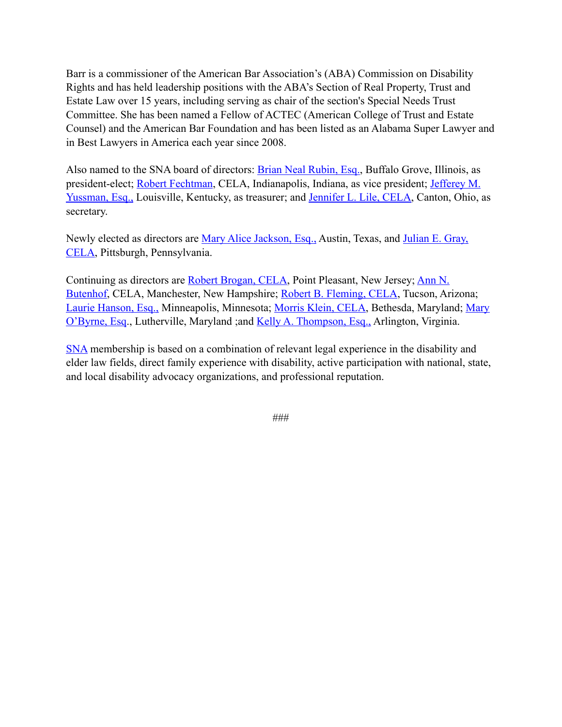Barr is a commissioner of the American Bar Association's (ABA) Commission on Disability Rights and has held leadership positions with the ABA's Section of Real Property, Trust and Estate Law over 15 years, including serving as chair of the section's Special Needs Trust Committee. She has been named a Fellow of ACTEC (American College of Trust and Estate Counsel) and the American Bar Foundation and has been listed as an Alabama Super Lawyer and in Best Lawyers in America each year since 2008.

Also named to the SNA board of directors: Brian Neal Rubin, Esq., Buffalo Grove, Illinois, as president-elect; Robert Fechtman, CELA, Indianapolis, Indiana, as vice president; Jefferey M. Yussman, Esq., Louisville, Kentucky, as treasurer; and Jennifer L. Lile, CELA, Canton, Ohio, as secretary.

Newly elected as directors are Mary Alice Jackson, Esq., Austin, Texas, and Julian E. Gray, CELA, Pittsburgh, Pennsylvania.

Continuing as directors are Robert Brogan, CELA, Point Pleasant, New Jersey; Ann N. Butenhof, CELA, Manchester, New Hampshire; Robert B. Fleming, CELA, Tucson, Arizona; Laurie Hanson, Esq., Minneapolis, Minnesota; Morris Klein, CELA, Bethesda, Maryland; Mary O'Byrne, Esq., Lutherville, Maryland ;and Kelly A. Thompson, Esq., Arlington, Virginia.

SNA membership is based on a combination of relevant legal experience in the disability and elder law fields, direct family experience with disability, active participation with national, state, and local disability advocacy organizations, and professional reputation.

###